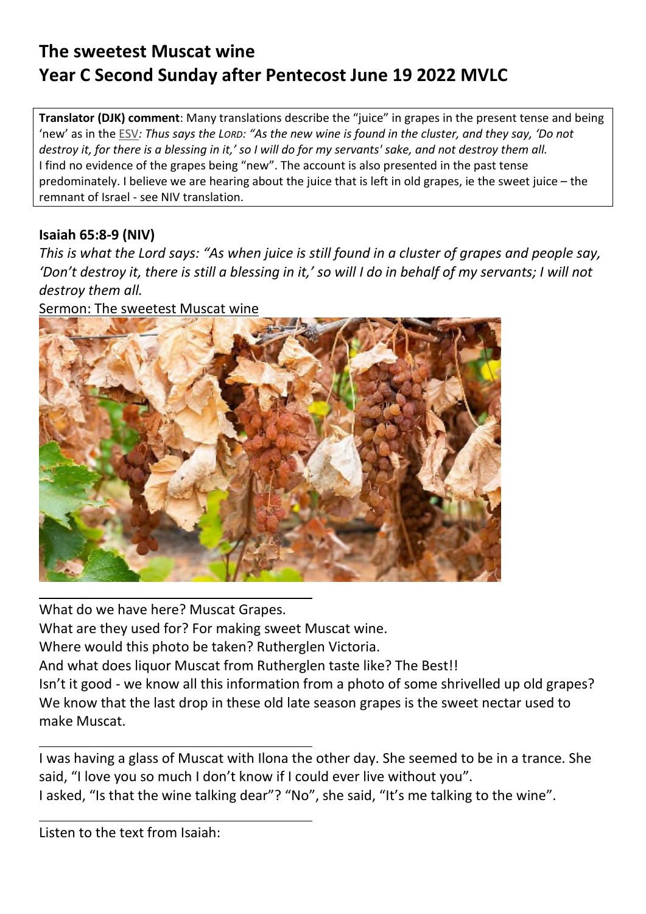# The sweetest Muscat wine
# Year C Second Sunday after Pentecost June 19 2022 MVLC

**Translator (DJK) comment**: Many translations describe the "juice" in grapes in the present tense and being 'new' as in the ESV*: Thus says the LORD: "As the new wine is found in the cluster, and they say, 'Do not destroy it, for there is a blessing in it,' so I will do for my servants' sake, and not destroy them all.*
I find no evidence of the grapes being "new". The account is also presented in the past tense predominately. I believe we are hearing about the juice that is left in old grapes, ie the sweet juice – the remnant of Israel - see NIV translation.

### Isaiah 65:8-9 (NIV)

*This is what the Lord says: "As when juice is still found in a cluster of grapes and people say, 'Don't destroy it, there is still a blessing in it,' so will I do in behalf of my servants; I will not destroy them all.*

Sermon: The sweetest Muscat wine

---

What do we have here? Muscat Grapes.
What are they used for? For making sweet Muscat wine.
Where would this photo be taken? Rutherglen Victoria.
And what does liquor Muscat from Rutherglen taste like? The Best!!
Isn't it good - we know all this information from a photo of some shrivelled up old grapes? We know that the last drop in these old late season grapes is the sweet nectar used to make Muscat.

---

I was having a glass of Muscat with Ilona the other day. She seemed to be in a trance. She said, "I love you so much I don't know if I could ever live without you".
I asked, "Is that the wine talking dear"? "No", she said, "It's me talking to the wine".

---

Listen to the text from Isaiah: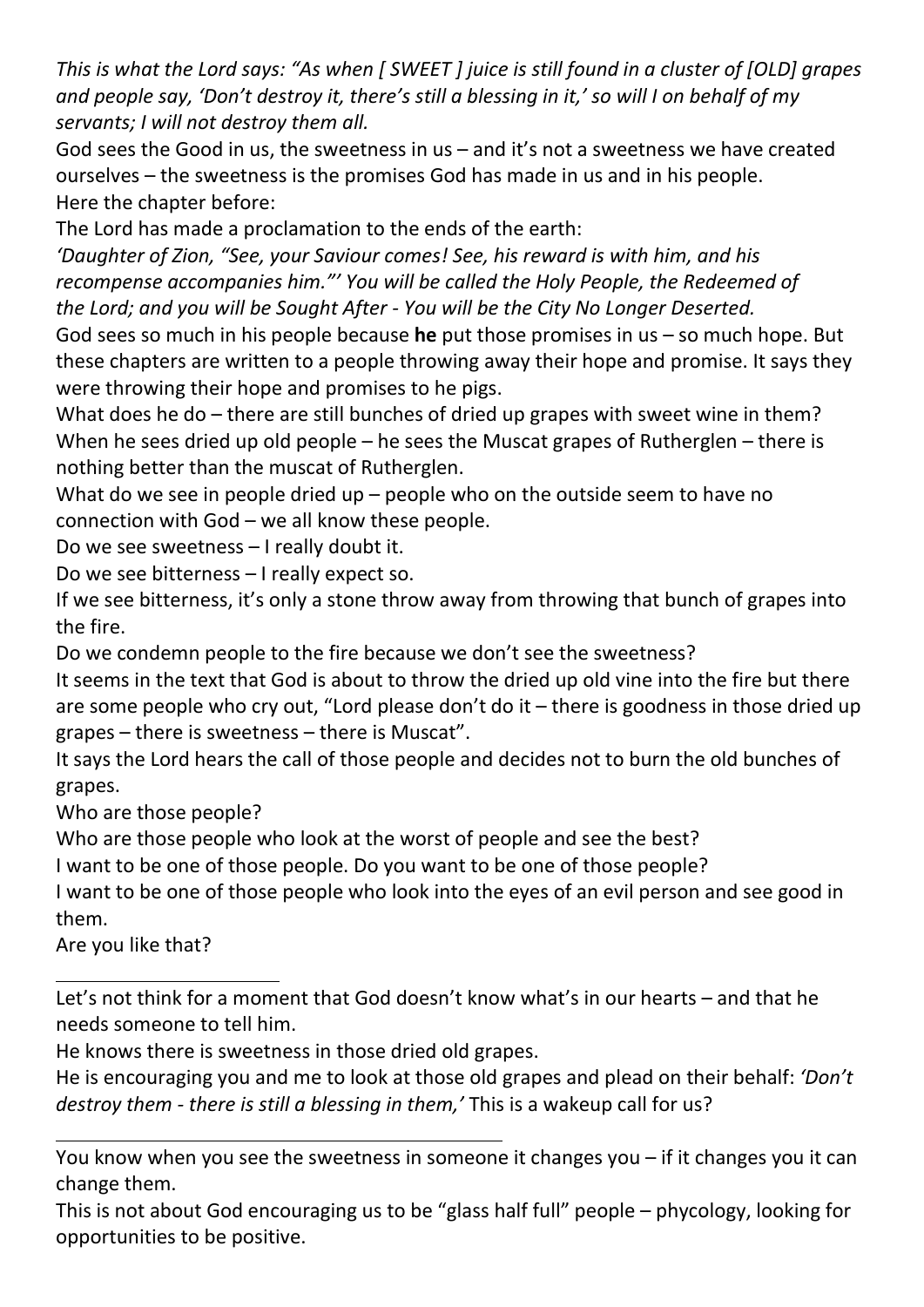*This is what the Lord says: "As when [ SWEET ] juice is still found in a cluster of [OLD] grapes and people say, 'Don't destroy it, there's still a blessing in it,' so will I on behalf of my servants; I will not destroy them all.*

God sees the Good in us, the sweetness in us – and it's not a sweetness we have created ourselves – the sweetness is the promises God has made in us and in his people.

Here the chapter before:

The Lord has made a proclamation to the ends of the earth:

*'Daughter of Zion, "See, your Saviour comes! See, his reward is with him, and his recompense accompanies him."' You will be called the Holy People, the Redeemed of the Lord; and you will be Sought After - You will be the City No Longer Deserted.*

God sees so much in his people because **he** put those promises in us – so much hope. But these chapters are written to a people throwing away their hope and promise. It says they were throwing their hope and promises to he pigs.

What does he do – there are still bunches of dried up grapes with sweet wine in them? When he sees dried up old people – he sees the Muscat grapes of Rutherglen – there is nothing better than the muscat of Rutherglen.

What do we see in people dried up – people who on the outside seem to have no connection with God – we all know these people.

Do we see sweetness – I really doubt it.

Do we see bitterness – I really expect so.

If we see bitterness, it's only a stone throw away from throwing that bunch of grapes into the fire.

Do we condemn people to the fire because we don't see the sweetness?

It seems in the text that God is about to throw the dried up old vine into the fire but there are some people who cry out, "Lord please don't do it – there is goodness in those dried up grapes – there is sweetness – there is Muscat".

It says the Lord hears the call of those people and decides not to burn the old bunches of grapes.

Who are those people?

Who are those people who look at the worst of people and see the best?

I want to be one of those people. Do you want to be one of those people?

I want to be one of those people who look into the eyes of an evil person and see good in them.

Are you like that?

---

Let's not think for a moment that God doesn't know what's in our hearts – and that he needs someone to tell him.

He knows there is sweetness in those dried old grapes.

He is encouraging you and me to look at those old grapes and plead on their behalf: *'Don't destroy them - there is still a blessing in them,'* This is a wakeup call for us?

---

You know when you see the sweetness in someone it changes you – if it changes you it can change them.

This is not about God encouraging us to be "glass half full" people – phycology, looking for opportunities to be positive.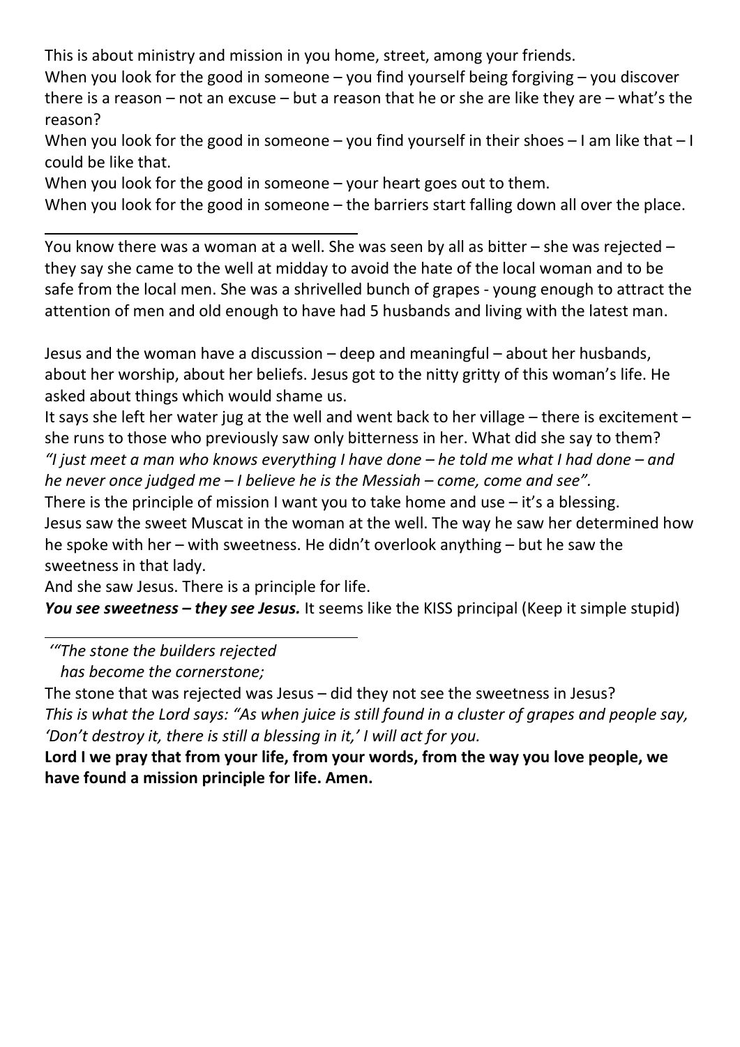This is about ministry and mission in you home, street, among your friends.
When you look for the good in someone – you find yourself being forgiving – you discover there is a reason – not an excuse – but a reason that he or she are like they are – what's the reason?
When you look for the good in someone – you find yourself in their shoes – I am like that – I could be like that.
When you look for the good in someone – your heart goes out to them.
When you look for the good in someone – the barriers start falling down all over the place.

---

You know there was a woman at a well. She was seen by all as bitter – she was rejected – they say she came to the well at midday to avoid the hate of the local woman and to be safe from the local men. She was a shrivelled bunch of grapes - young enough to attract the attention of men and old enough to have had 5 husbands and living with the latest man.

Jesus and the woman have a discussion – deep and meaningful – about her husbands, about her worship, about her beliefs. Jesus got to the nitty gritty of this woman's life. He asked about things which would shame us.
It says she left her water jug at the well and went back to her village – there is excitement – she runs to those who previously saw only bitterness in her. What did she say to them? *"I just meet a man who knows everything I have done – he told me what I had done – and he never once judged me – I believe he is the Messiah – come, come and see".*
There is the principle of mission I want you to take home and use – it's a blessing.
Jesus saw the sweet Muscat in the woman at the well. The way he saw her determined how he spoke with her – with sweetness. He didn't overlook anything – but he saw the sweetness in that lady.
And she saw Jesus. There is a principle for life.
***You see sweetness – they see Jesus.*** It seems like the KISS principal (Keep it simple stupid)

---

*'"The stone the builders rejected*
*has become the cornerstone;*

The stone that was rejected was Jesus – did they not see the sweetness in Jesus?
*This is what the Lord says: "As when juice is still found in a cluster of grapes and people say, 'Don't destroy it, there is still a blessing in it,' I will act for you.*
**Lord I we pray that from your life, from your words, from the way you love people, we have found a mission principle for life. Amen.**